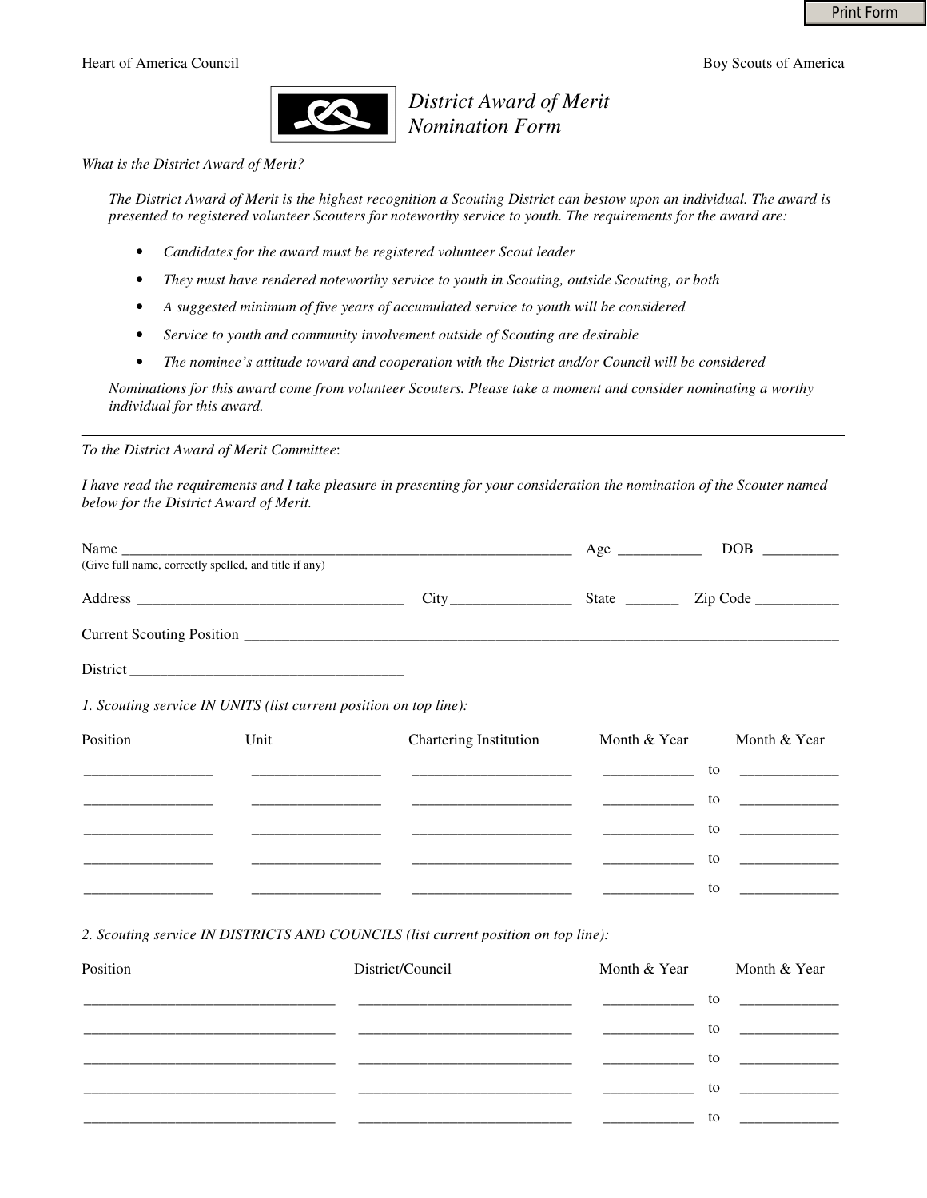Heart of America Council — Boy Scouts of America

# *District Award of Merit Nomination Form*

*What is the District Award of Merit?*

*The District Award of Merit is the highest recognition a Scouting District can bestow upon an individual. The award is presented to registered volunteer Scouters for noteworthy service to youth. The requirements for the award are:*

- *Candidates for the award must be registered volunteer Scout leader*
- *They must have rendered noteworthy service to youth in Scouting, outside Scouting, or both*
- *A suggested minimum of five years of accumulated service to youth will be considered*
- *Service to youth and community involvement outside of Scouting are desirable*
- *The nominee's attitude toward and cooperation with the District and/or Council will be considered*

*Nominations for this award come from volunteer Scouters. Please take a moment and consider nominating a worthy individual for this award.*

---

*To the District Award of Merit Committee*:

*I have read the requirements and I take pleasure in presenting for your consideration the nomination of the Scouter named below for the District Award of Merit.*

Name ____________________________________________ Age __________ DOB __________
(Give full name, correctly spelled, and title if any)

Address ______________________________ City_______________ State _______ Zip Code ___________

Current Scouting Position ______________________________________________________________

District _______________________________

*1. Scouting service IN UNITS (list current position on top line):*

| Position | Unit | Chartering Institution | Month & Year | | Month & Year |
|---|---|---|---|---|---|
| | | | | to | |
| | | | | to | |
| | | | | to | |
| | | | | to | |
| | | | | to | |

*2. Scouting service IN DISTRICTS AND COUNCILS (list current position on top line):*

| Position | District/Council | Month & Year | | Month & Year |
|---|---|---|---|---|
| | | | to | |
| | | | to | |
| | | | to | |
| | | | to | |
| | | | to | |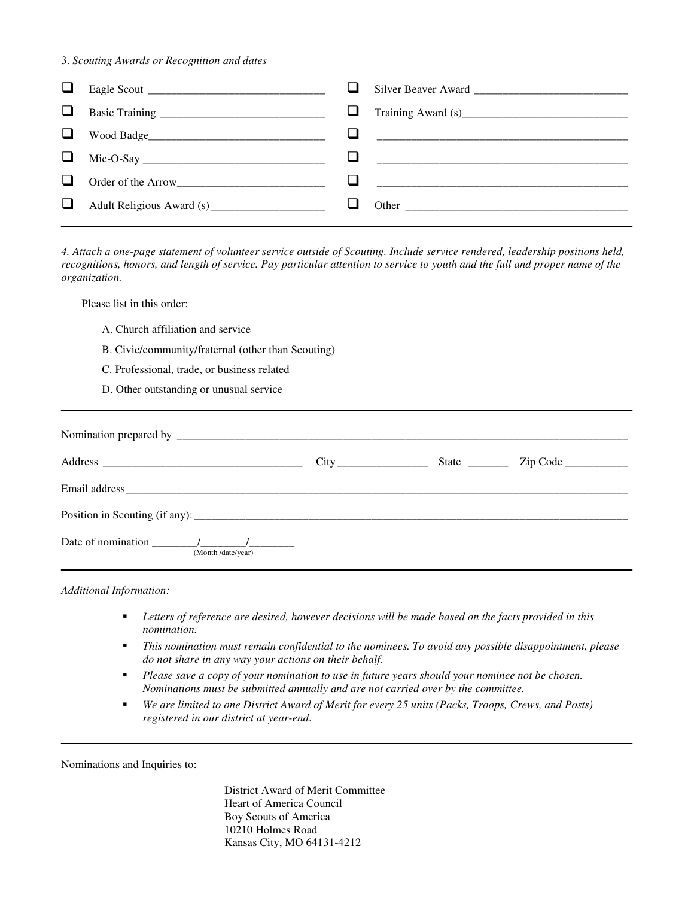3. *Scouting Awards or Recognition and dates*

| | |
|---|---|
| ☐ Eagle Scout ______________________________ | ☐ Silver Beaver Award __________________________ |
| ☐ Basic Training ____________________________ | ☐ Training Award (s)____________________________ |
| ☐ Wood Badge______________________________ | ☐ ___________________________________________ |
| ☐ Mic-O-Say ________________________________ | ☐ ___________________________________________ |
| ☐ Order of the Arrow_________________________ | ☐ ___________________________________________ |
| ☐ Adult Religious Award (s) ___________________ | ☐ Other ______________________________________ |

---

*4. Attach a one-page statement of volunteer service outside of Scouting. Include service rendered, leadership positions held, recognitions, honors, and length of service. Pay particular attention to service to youth and the full and proper name of the organization.*

Please list in this order:

A. Church affiliation and service

B. Civic/community/fraternal (other than Scouting)

C. Professional, trade, or business related

D. Other outstanding or unusual service

---

Nomination prepared by ________________________________________________________________________________

Address __________________________________ City________________ State _______ Zip Code ___________

Email address______________________________________________________________________________________

Position in Scouting (if any): __________________________________________________________________________

Date of nomination ________/________/________
(Month /date/year)

---

*Additional Information:*

- *Letters of reference are desired, however decisions will be made based on the facts provided in this nomination.*
- *This nomination must remain confidential to the nominees. To avoid any possible disappointment, please do not share in any way your actions on their behalf.*
- *Please save a copy of your nomination to use in future years should your nominee not be chosen. Nominations must be submitted annually and are not carried over by the committee.*
- *We are limited to one District Award of Merit for every 25 units (Packs, Troops, Crews, and Posts) registered in our district at year-end.*

---

Nominations and Inquiries to:

District Award of Merit Committee
Heart of America Council
Boy Scouts of America
10210 Holmes Road
Kansas City, MO 64131-4212